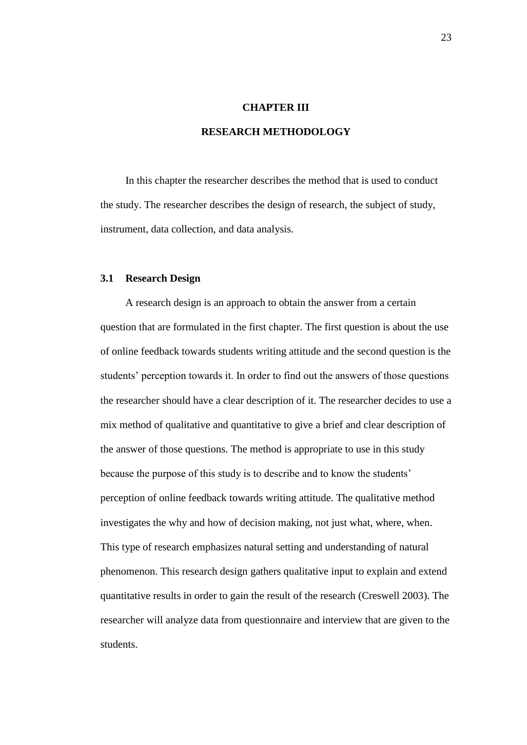# CHAPTER III

# RESEARCH METHODOLOGY

In this chapter the researcher describes the method that is used to conduct the study. The researcher describes the design of research, the subject of study, instrument, data collection, and data analysis.

## 3.1 Research Design

A research design is an approach to obtain the answer from a certain question that are formulated in the first chapter. The first question is about the use of online feedback towards students writing attitude and the second question is the students' perception towards it. In order to find out the answers of those questions the researcher should have a clear description of it. The researcher decides to use a mix method of qualitative and quantitative to give a brief and clear description of the answer of those questions. The method is appropriate to use in this study because the purpose of this study is to describe and to know the students' perception of online feedback towards writing attitude. The qualitative method investigates the why and how of decision making, not just what, where, when. This type of research emphasizes natural setting and understanding of natural phenomenon. This research design gathers qualitative input to explain and extend quantitative results in order to gain the result of the research (Creswell 2003). The researcher will analyze data from questionnaire and interview that are given to the students.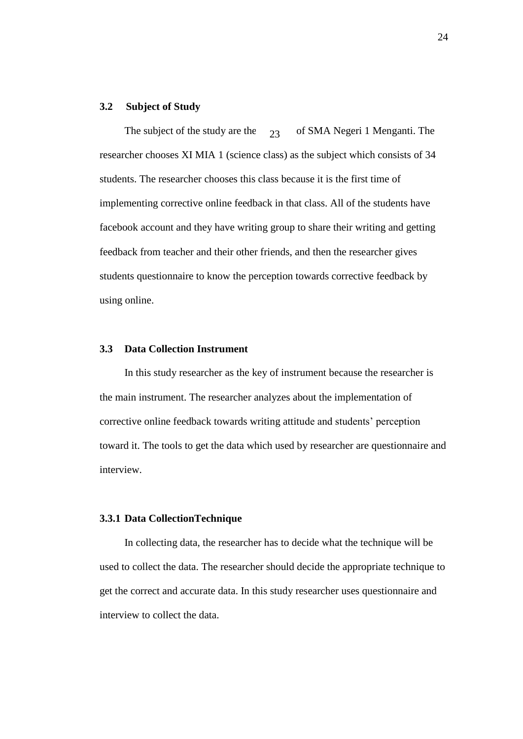### 3.2 Subject of Study

The subject of the study are the of SMA Negeri 1 Menganti. The researcher chooses XI MIA 1 (science class) as the subject which consists of 34 students. The researcher chooses this class because it is the first time of implementing corrective online feedback in that class. All of the students have facebook account and they have writing group to share their writing and getting feedback from teacher and their other friends, and then the researcher gives students questionnaire to know the perception towards corrective feedback by using online.

### 3.3 Data Collection Instrument

In this study researcher as the key of instrument because the researcher is the main instrument. The researcher analyzes about the implementation of corrective online feedback towards writing attitude and students' perception toward it. The tools to get the data which used by researcher are questionnaire and interview.

#### 3.3.1 Data CollectionTechnique

In collecting data, the researcher has to decide what the technique will be used to collect the data. The researcher should decide the appropriate technique to get the correct and accurate data. In this study researcher uses questionnaire and interview to collect the data.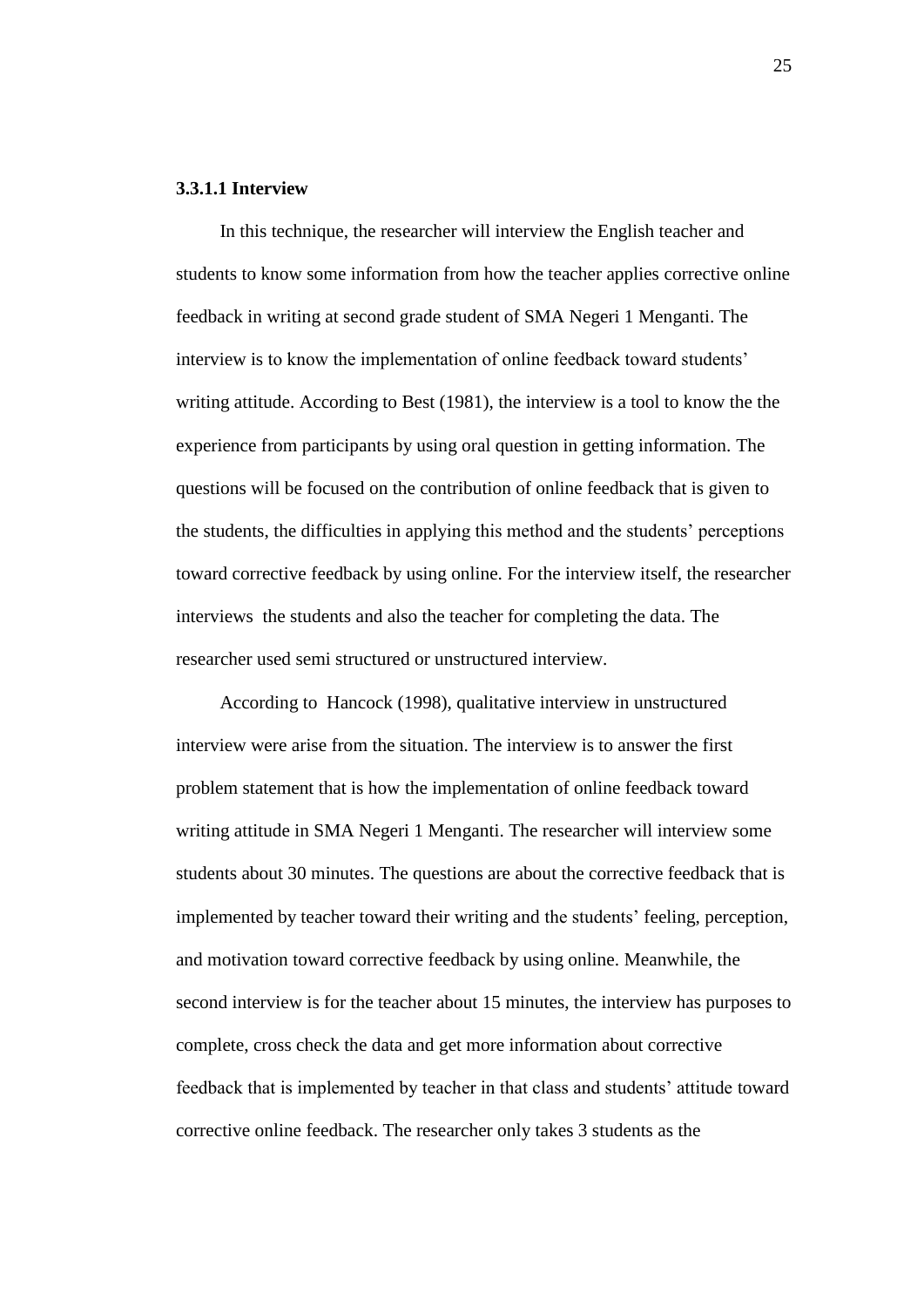#### 3.3.1.1 Interview

In this technique, the researcher will interview the English teacher and students to know some information from how the teacher applies corrective online feedback in writing at second grade student of SMA Negeri 1 Menganti. The interview is to know the implementation of online feedback toward students' writing attitude. According to Best (1981), the interview is a tool to know the the experience from participants by using oral question in getting information. The questions will be focused on the contribution of online feedback that is given to the students, the difficulties in applying this method and the students' perceptions toward corrective feedback by using online. For the interview itself, the researcher interviews  the students and also the teacher for completing the data. The researcher used semi structured or unstructured interview.

According to  Hancock (1998), qualitative interview in unstructured interview were arise from the situation. The interview is to answer the first problem statement that is how the implementation of online feedback toward writing attitude in SMA Negeri 1 Menganti. The researcher will interview some students about 30 minutes. The questions are about the corrective feedback that is implemented by teacher toward their writing and the students' feeling, perception, and motivation toward corrective feedback by using online. Meanwhile, the second interview is for the teacher about 15 minutes, the interview has purposes to complete, cross check the data and get more information about corrective feedback that is implemented by teacher in that class and students' attitude toward corrective online feedback. The researcher only takes 3 students as the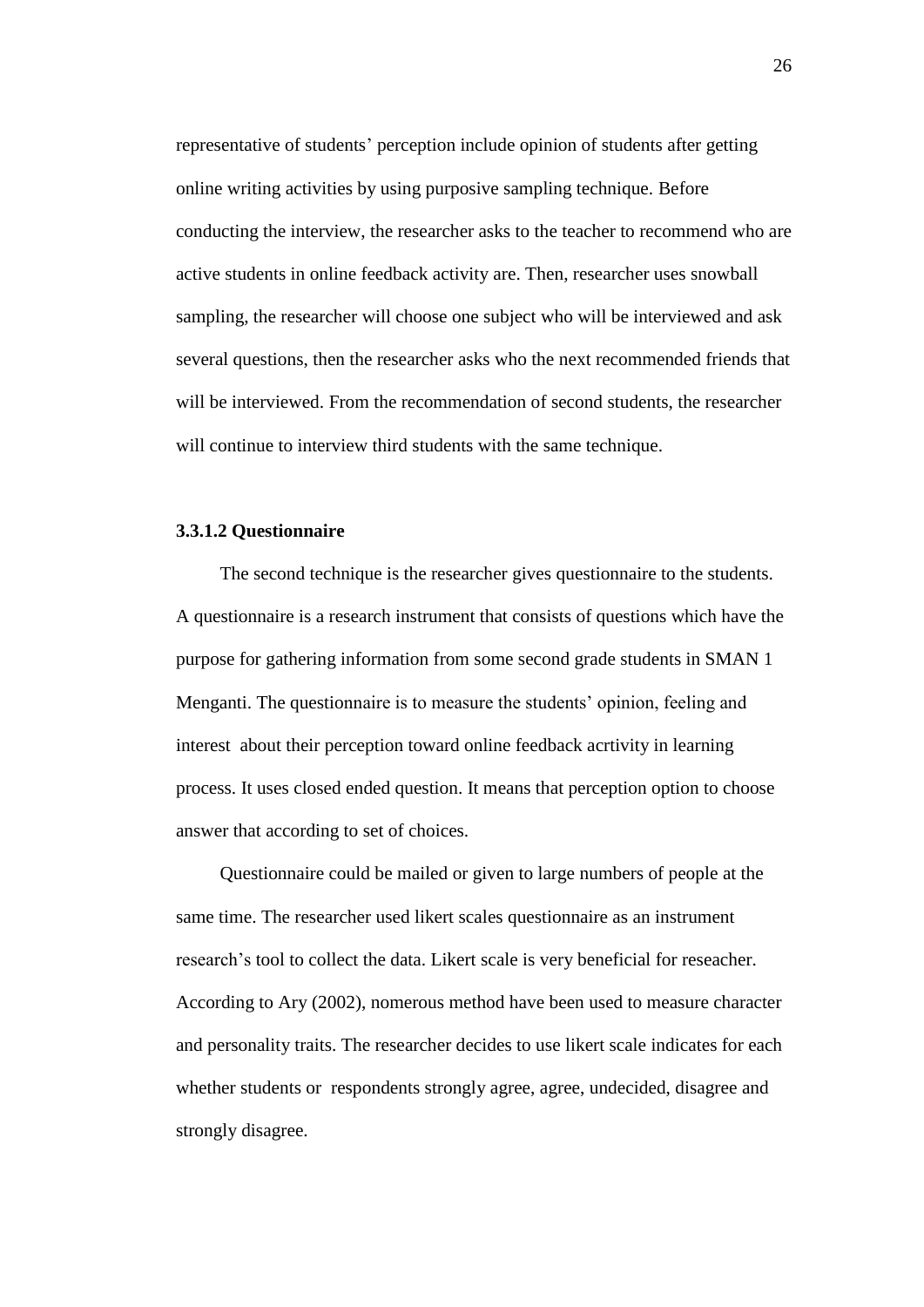representative of students' perception include opinion of students after getting online writing activities by using purposive sampling technique. Before conducting the interview, the researcher asks to the teacher to recommend who are active students in online feedback activity are. Then, researcher uses snowball sampling, the researcher will choose one subject who will be interviewed and ask several questions, then the researcher asks who the next recommended friends that will be interviewed. From the recommendation of second students, the researcher will continue to interview third students with the same technique.

#### 3.3.1.2 Questionnaire

The second technique is the researcher gives questionnaire to the students. A questionnaire is a research instrument that consists of questions which have the purpose for gathering information from some second grade students in SMAN 1 Menganti. The questionnaire is to measure the students' opinion, feeling and interest about their perception toward online feedback acrtivity in learning process. It uses closed ended question. It means that perception option to choose answer that according to set of choices.

Questionnaire could be mailed or given to large numbers of people at the same time. The researcher used likert scales questionnaire as an instrument research's tool to collect the data. Likert scale is very beneficial for reseacher. According to Ary (2002), nomerous method have been used to measure character and personality traits. The researcher decides to use likert scale indicates for each whether students or respondents strongly agree, agree, undecided, disagree and strongly disagree.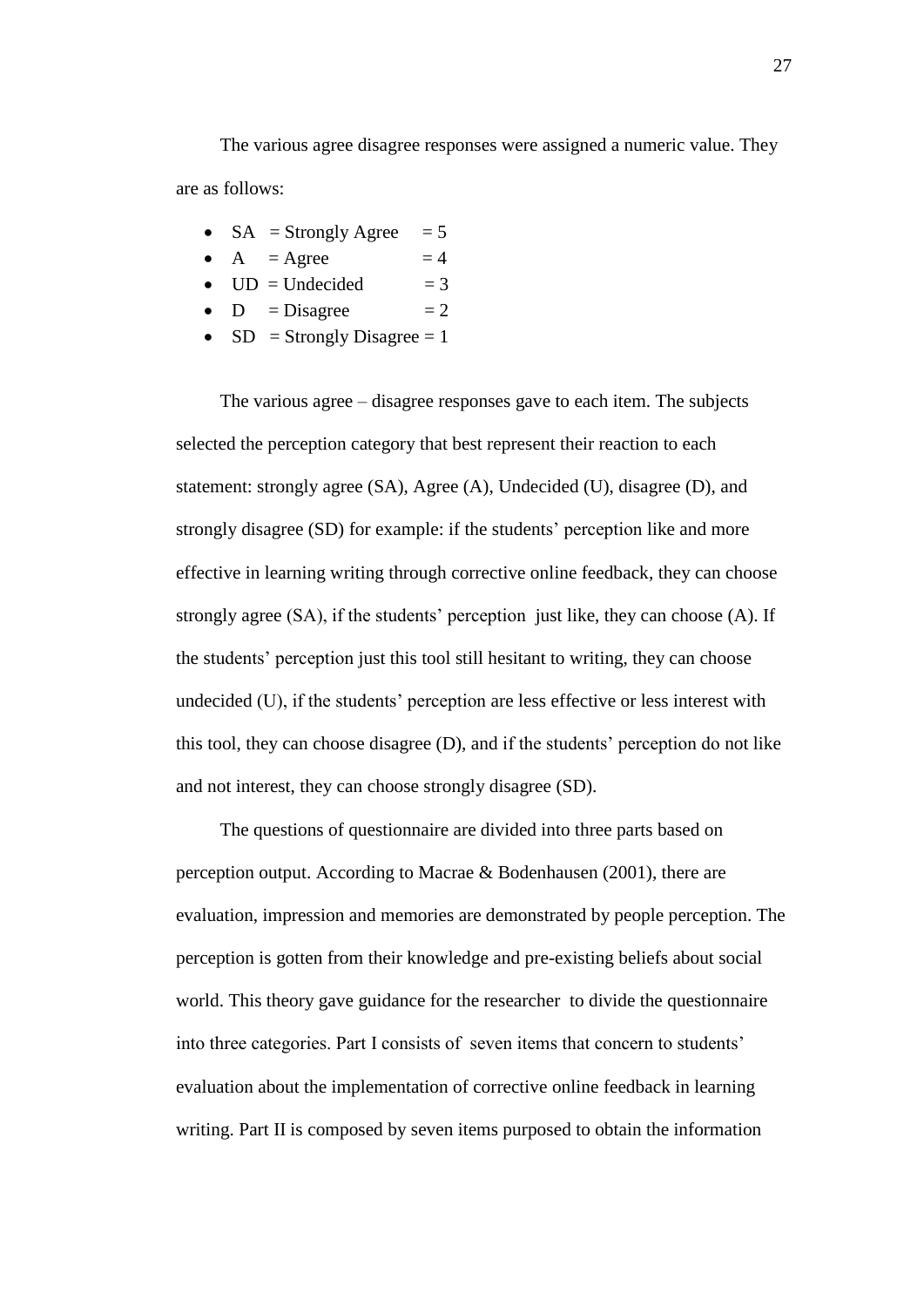The various agree disagree responses were assigned a numeric value. They are as follows:

- SA = Strongly Agree = 5
- A = Agree = 4
- UD = Undecided = 3
- D = Disagree = 2
- SD = Strongly Disagree = 1

The various agree – disagree responses gave to each item. The subjects selected the perception category that best represent their reaction to each statement: strongly agree (SA), Agree (A), Undecided (U), disagree (D), and strongly disagree (SD) for example: if the students' perception like and more effective in learning writing through corrective online feedback, they can choose strongly agree (SA), if the students' perception just like, they can choose (A). If the students' perception just this tool still hesitant to writing, they can choose undecided (U), if the students' perception are less effective or less interest with this tool, they can choose disagree (D), and if the students' perception do not like and not interest, they can choose strongly disagree (SD).

The questions of questionnaire are divided into three parts based on perception output. According to Macrae & Bodenhausen (2001), there are evaluation, impression and memories are demonstrated by people perception. The perception is gotten from their knowledge and pre-existing beliefs about social world. This theory gave guidance for the researcher to divide the questionnaire into three categories. Part I consists of seven items that concern to students' evaluation about the implementation of corrective online feedback in learning writing. Part II is composed by seven items purposed to obtain the information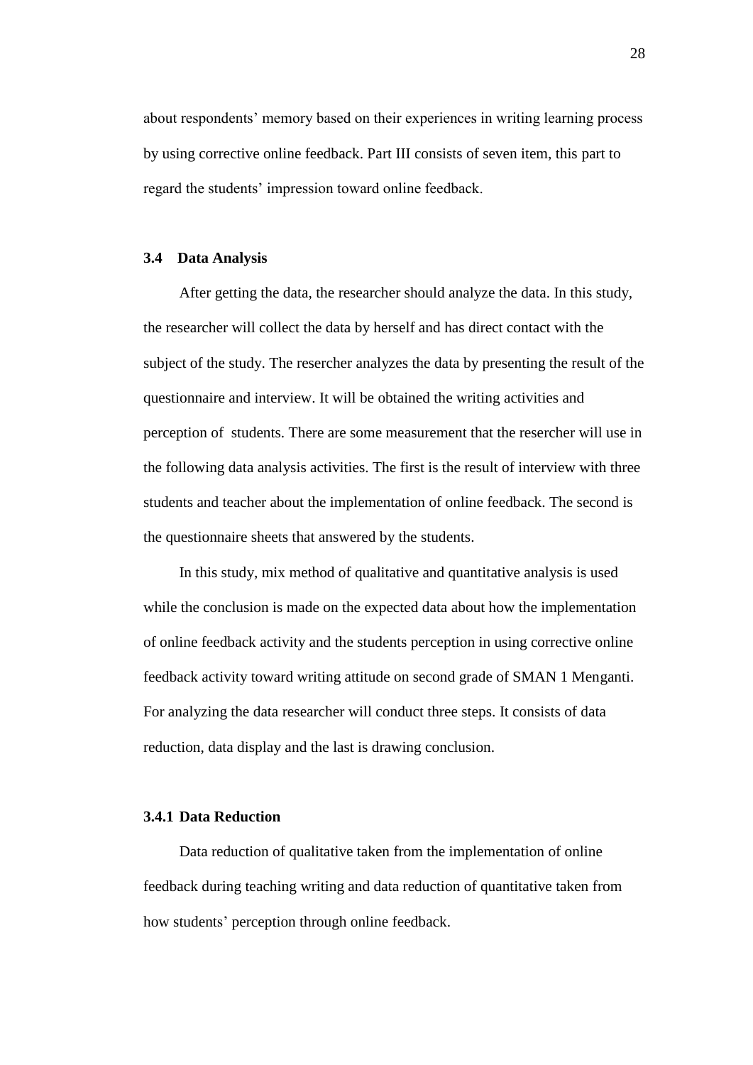about respondents' memory based on their experiences in writing learning process by using corrective online feedback. Part III consists of seven item, this part to regard the students' impression toward online feedback.

### 3.4 Data Analysis

After getting the data, the researcher should analyze the data. In this study, the researcher will collect the data by herself and has direct contact with the subject of the study. The resercher analyzes the data by presenting the result of the questionnaire and interview. It will be obtained the writing activities and perception of students. There are some measurement that the resercher will use in the following data analysis activities. The first is the result of interview with three students and teacher about the implementation of online feedback. The second is the questionnaire sheets that answered by the students.

In this study, mix method of qualitative and quantitative analysis is used while the conclusion is made on the expected data about how the implementation of online feedback activity and the students perception in using corrective online feedback activity toward writing attitude on second grade of SMAN 1 Menganti. For analyzing the data researcher will conduct three steps. It consists of data reduction, data display and the last is drawing conclusion.

#### 3.4.1 Data Reduction

Data reduction of qualitative taken from the implementation of online feedback during teaching writing and data reduction of quantitative taken from how students' perception through online feedback.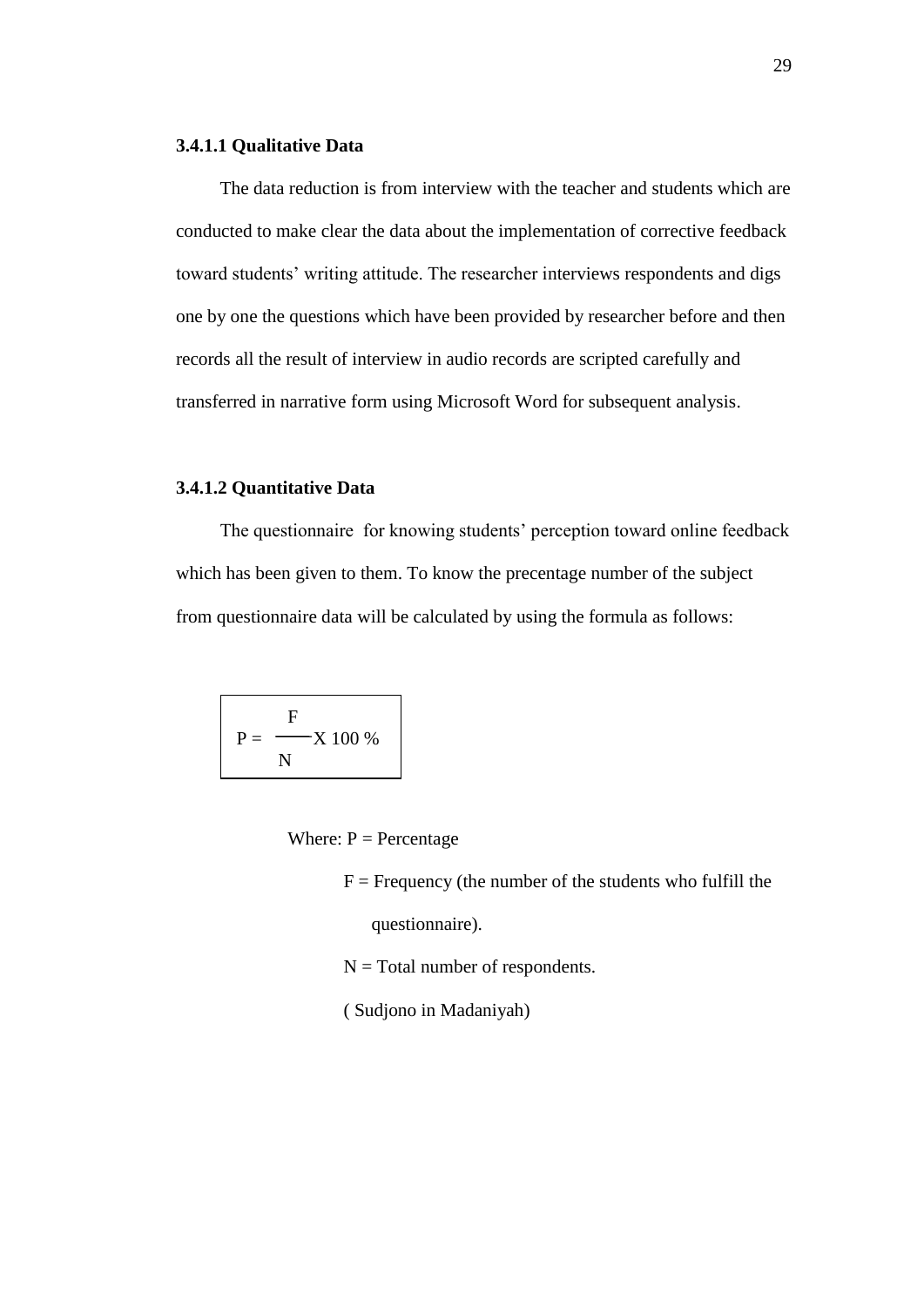#### 3.4.1.1 Qualitative Data

The data reduction is from interview with the teacher and students which are conducted to make clear the data about the implementation of corrective feedback toward students' writing attitude. The researcher interviews respondents and digs one by one the questions which have been provided by researcher before and then records all the result of interview in audio records are scripted carefully and transferred in narrative form using Microsoft Word for subsequent analysis.

#### 3.4.1.2 Quantitative Data

The questionnaire for knowing students' perception toward online feedback which has been given to them. To know the precentage number of the subject from questionnaire data will be calculated by using the formula as follows:

$$P = \frac{F}{N} X\ 100\ \%$$

Where: P = Percentage

F = Frequency (the number of the students who fulfill the questionnaire).

N = Total number of respondents.

( Sudjono in Madaniyah)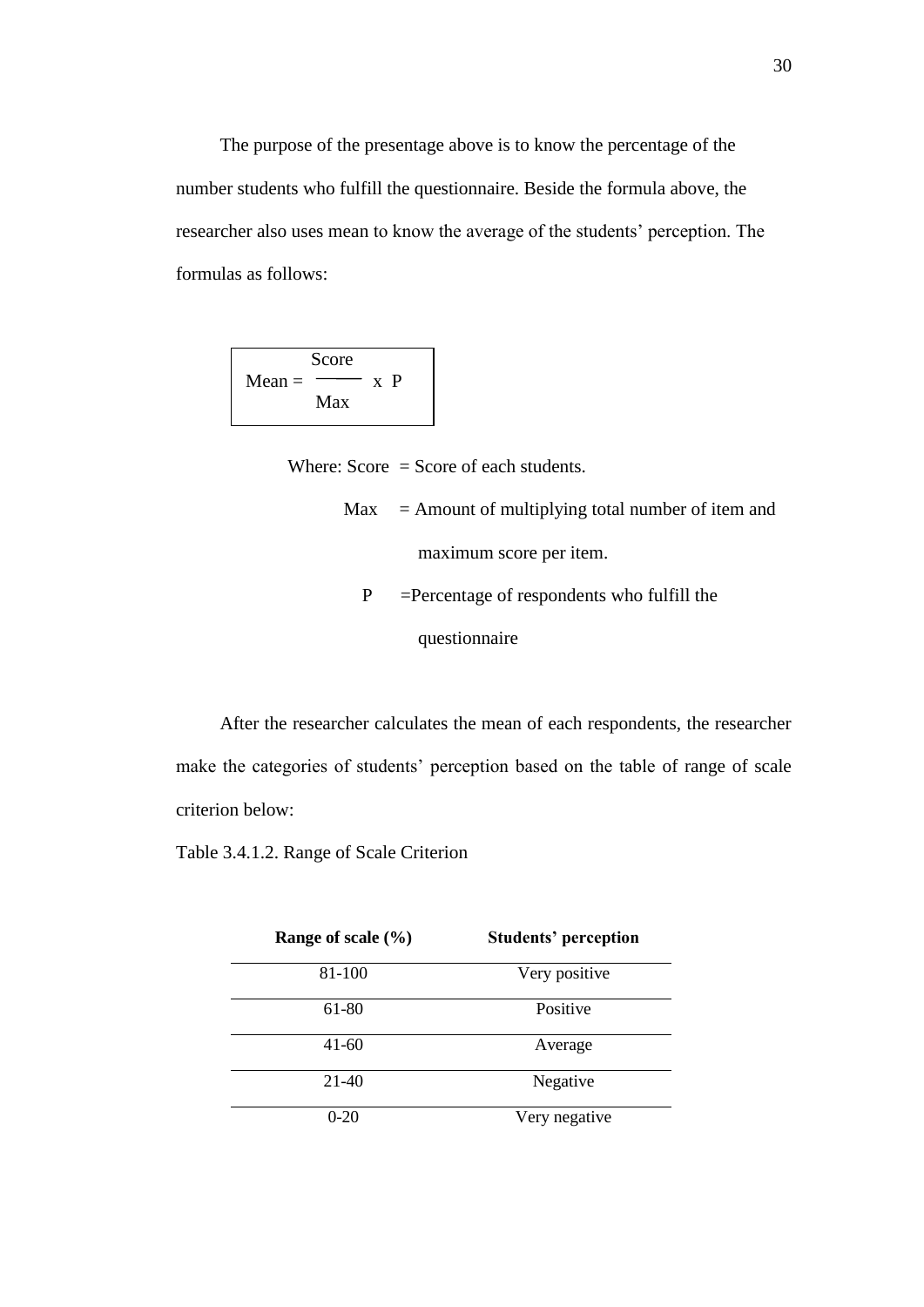The purpose of the presentage above is to know the percentage of the number students who fulfill the questionnaire. Beside the formula above, the researcher also uses mean to know the average of the students' perception. The formulas as follows:

$$\text{Mean} = \frac{\text{Score}}{\text{Max}} \times P$$

Where: Score = Score of each students.

Max = Amount of multiplying total number of item and maximum score per item.

P =Percentage of respondents who fulfill the questionnaire

After the researcher calculates the mean of each respondents, the researcher make the categories of students' perception based on the table of range of scale criterion below:

Table 3.4.1.2. Range of Scale Criterion

| **Range of scale (%)** | **Students' perception** |
|---|---|
| 81-100 | Very positive |
| 61-80 | Positive |
| 41-60 | Average |
| 21-40 | Negative |
| 0-20 | Very negative |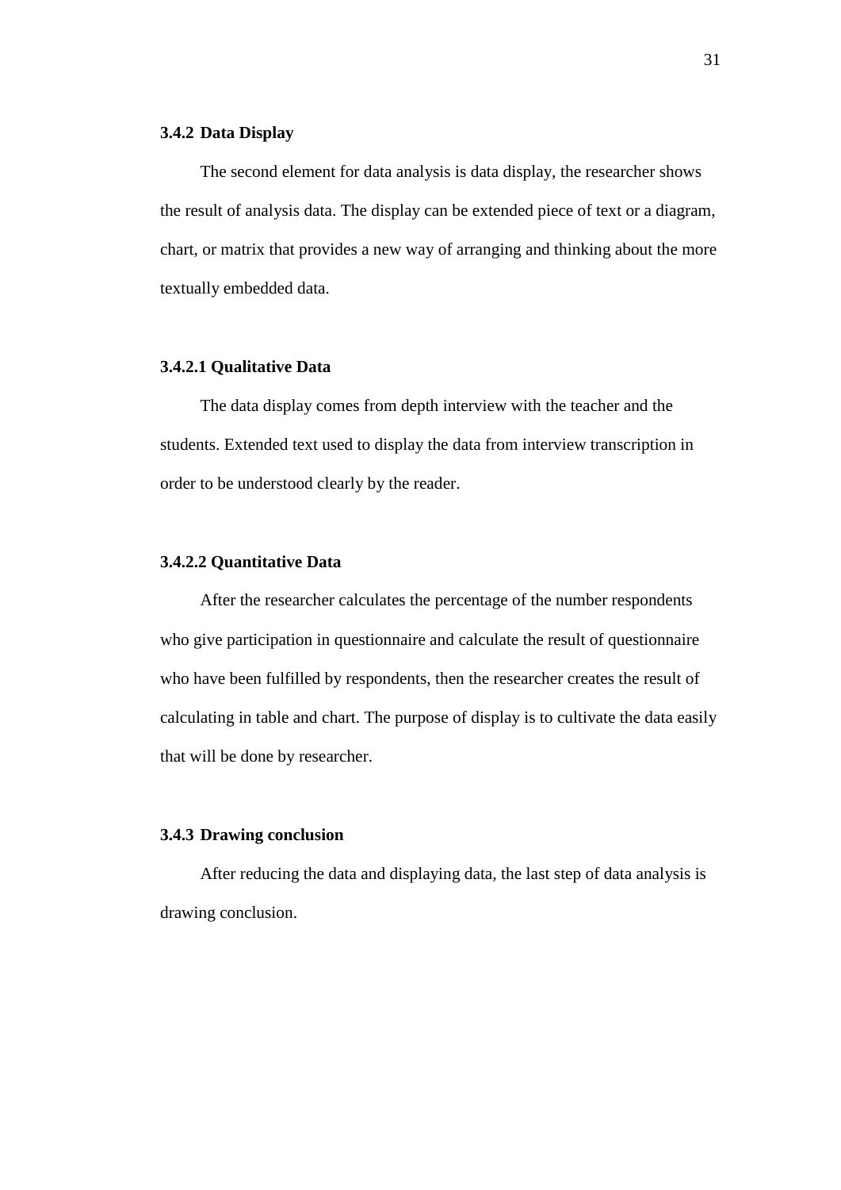### 3.4.2 Data Display

The second element for data analysis is data display, the researcher shows the result of analysis data. The display can be extended piece of text or a diagram, chart, or matrix that provides a new way of arranging and thinking about the more textually embedded data.

#### 3.4.2.1 Qualitative Data

The data display comes from depth interview with the teacher and the students. Extended text used to display the data from interview transcription in order to be understood clearly by the reader.

#### 3.4.2.2 Quantitative Data

After the researcher calculates the percentage of the number respondents who give participation in questionnaire and calculate the result of questionnaire who have been fulfilled by respondents, then the researcher creates the result of calculating in table and chart. The purpose of display is to cultivate the data easily that will be done by researcher.

### 3.4.3 Drawing conclusion

After reducing the data and displaying data, the last step of data analysis is drawing conclusion.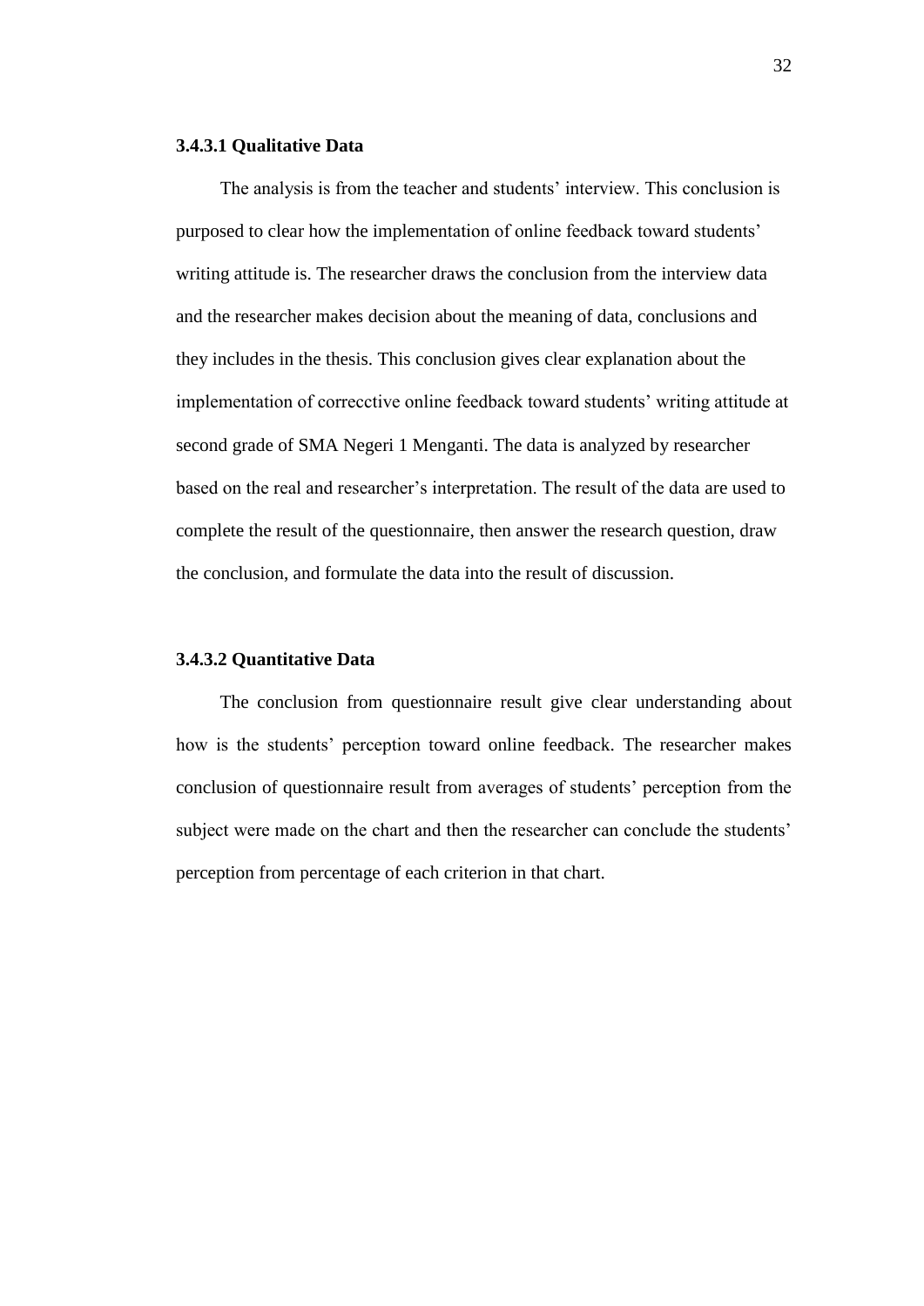#### 3.4.3.1 Qualitative Data

The analysis is from the teacher and students' interview. This conclusion is purposed to clear how the implementation of online feedback toward students' writing attitude is. The researcher draws the conclusion from the interview data and the researcher makes decision about the meaning of data, conclusions and they includes in the thesis. This conclusion gives clear explanation about the implementation of correcctive online feedback toward students' writing attitude at second grade of SMA Negeri 1 Menganti. The data is analyzed by researcher based on the real and researcher's interpretation. The result of the data are used to complete the result of the questionnaire, then answer the research question, draw the conclusion, and formulate the data into the result of discussion.

#### 3.4.3.2 Quantitative Data

The conclusion from questionnaire result give clear understanding about how is the students' perception toward online feedback. The researcher makes conclusion of questionnaire result from averages of students' perception from the subject were made on the chart and then the researcher can conclude the students' perception from percentage of each criterion in that chart.